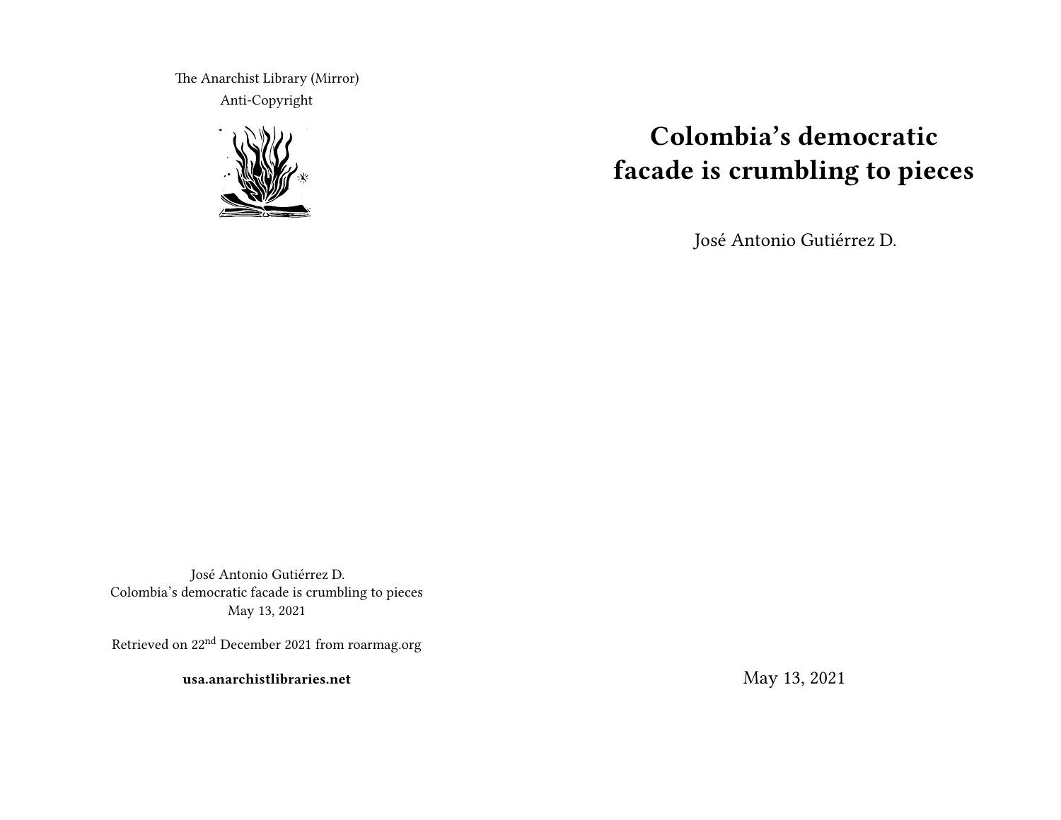The Anarchist Library (Mirror)

Anti-Copyright

# Colombia's democratic facade is crumbling to pieces

José Antonio Gutiérrez D.

May 13, 2021

José Antonio Gutiérrez D.
Colombia's democratic facade is crumbling to pieces
May 13, 2021

Retrieved on 22nd December 2021 from roarmag.org

**usa.anarchistlibraries.net**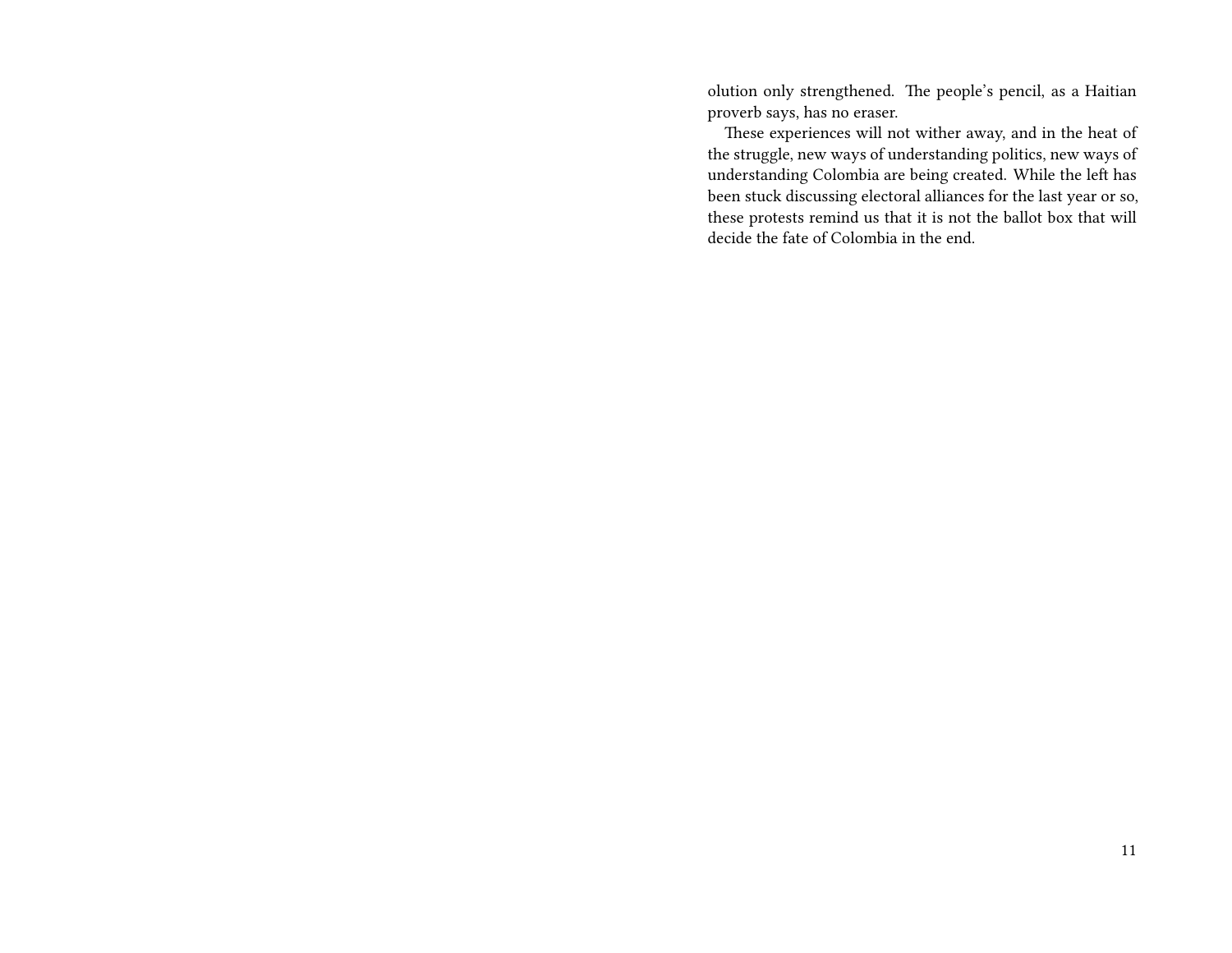olution only strengthened. The people's pencil, as a Haitian proverb says, has no eraser.

These experiences will not wither away, and in the heat of the struggle, new ways of understanding politics, new ways of understanding Colombia are being created. While the left has been stuck discussing electoral alliances for the last year or so, these protests remind us that it is not the ballot box that will decide the fate of Colombia in the end.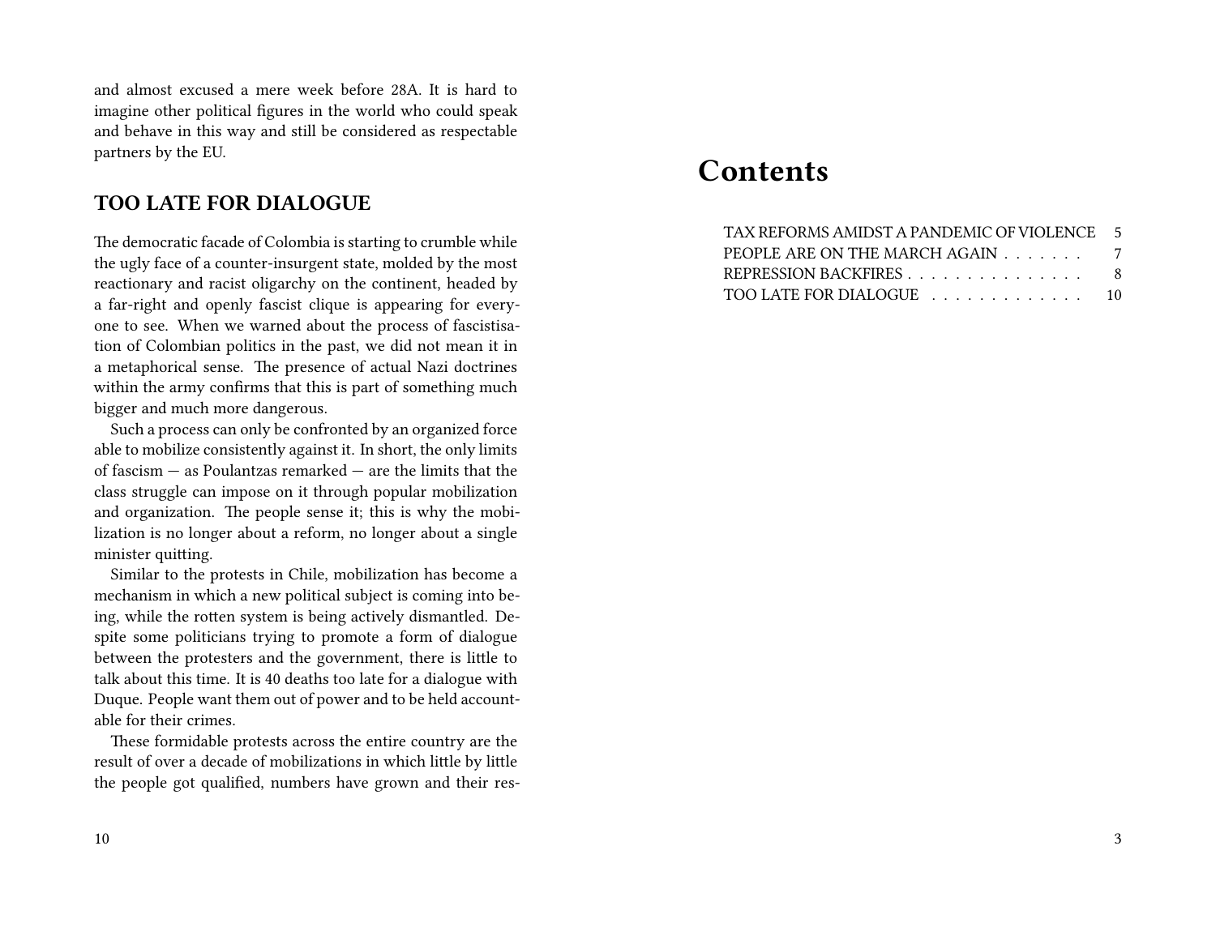and almost excused a mere week before 28A. It is hard to imagine other political figures in the world who could speak and behave in this way and still be considered as respectable partners by the EU.

## TOO LATE FOR DIALOGUE

The democratic facade of Colombia is starting to crumble while the ugly face of a counter-insurgent state, molded by the most reactionary and racist oligarchy on the continent, headed by a far-right and openly fascist clique is appearing for everyone to see. When we warned about the process of fascistisation of Colombian politics in the past, we did not mean it in a metaphorical sense. The presence of actual Nazi doctrines within the army confirms that this is part of something much bigger and much more dangerous.

Such a process can only be confronted by an organized force able to mobilize consistently against it. In short, the only limits of fascism — as Poulantzas remarked — are the limits that the class struggle can impose on it through popular mobilization and organization. The people sense it; this is why the mobilization is no longer about a reform, no longer about a single minister quitting.

Similar to the protests in Chile, mobilization has become a mechanism in which a new political subject is coming into being, while the rotten system is being actively dismantled. Despite some politicians trying to promote a form of dialogue between the protesters and the government, there is little to talk about this time. It is 40 deaths too late for a dialogue with Duque. People want them out of power and to be held accountable for their crimes.

These formidable protests across the entire country are the result of over a decade of mobilizations in which little by little the people got qualified, numbers have grown and their res-

# Contents

- TAX REFORMS AMIDST A PANDEMIC OF VIOLENCE 5
- PEOPLE ARE ON THE MARCH AGAIN 7
- REPRESSION BACKFIRES 8
- TOO LATE FOR DIALOGUE 10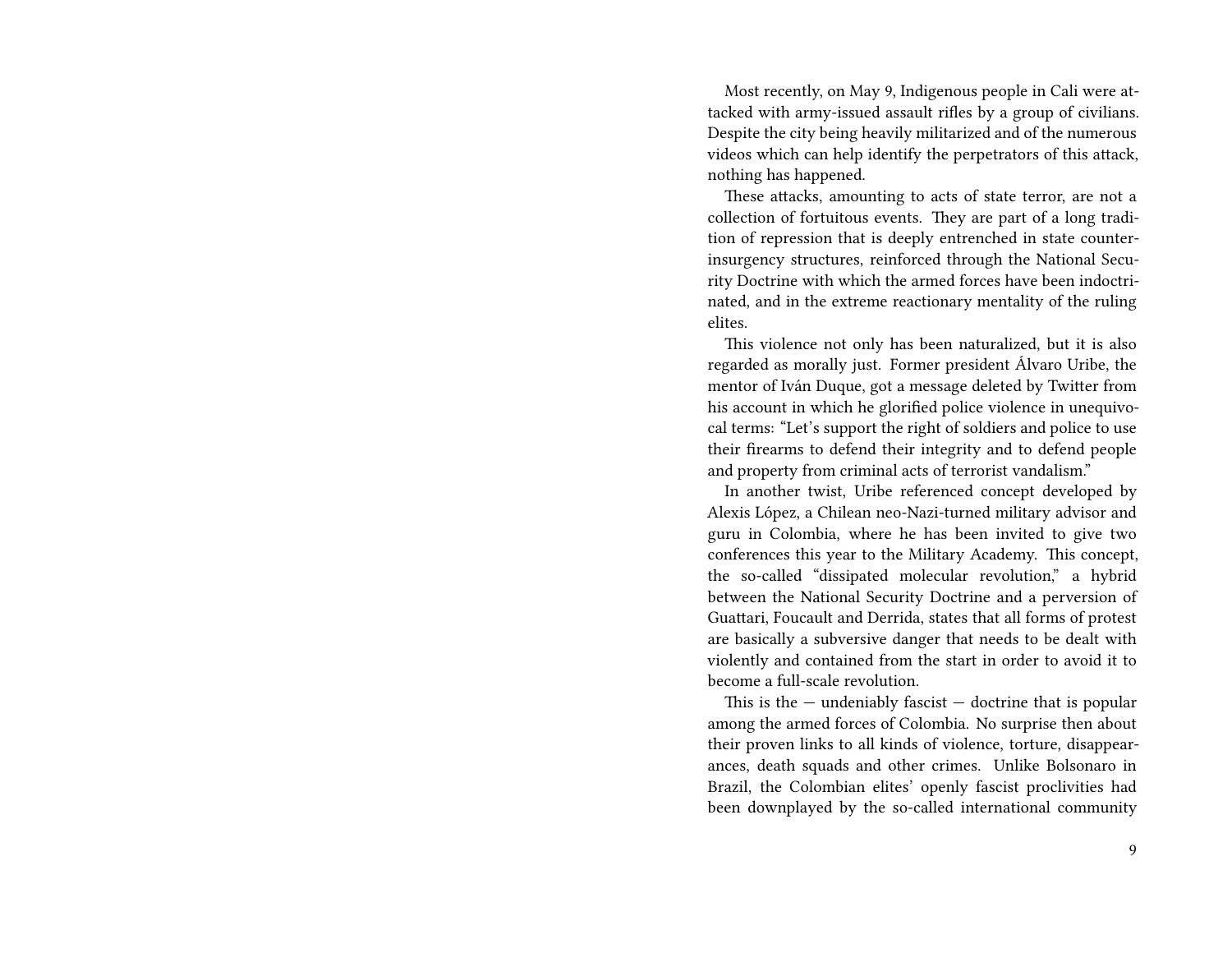Most recently, on May 9, Indigenous people in Cali were attacked with army-issued assault rifles by a group of civilians. Despite the city being heavily militarized and of the numerous videos which can help identify the perpetrators of this attack, nothing has happened.

These attacks, amounting to acts of state terror, are not a collection of fortuitous events. They are part of a long tradition of repression that is deeply entrenched in state counterinsurgency structures, reinforced through the National Security Doctrine with which the armed forces have been indoctrinated, and in the extreme reactionary mentality of the ruling elites.

This violence not only has been naturalized, but it is also regarded as morally just. Former president Álvaro Uribe, the mentor of Iván Duque, got a message deleted by Twitter from his account in which he glorified police violence in unequivocal terms: "Let's support the right of soldiers and police to use their firearms to defend their integrity and to defend people and property from criminal acts of terrorist vandalism."

In another twist, Uribe referenced concept developed by Alexis López, a Chilean neo-Nazi-turned military advisor and guru in Colombia, where he has been invited to give two conferences this year to the Military Academy. This concept, the so-called "dissipated molecular revolution," a hybrid between the National Security Doctrine and a perversion of Guattari, Foucault and Derrida, states that all forms of protest are basically a subversive danger that needs to be dealt with violently and contained from the start in order to avoid it to become a full-scale revolution.

This is the — undeniably fascist — doctrine that is popular among the armed forces of Colombia. No surprise then about their proven links to all kinds of violence, torture, disappearances, death squads and other crimes. Unlike Bolsonaro in Brazil, the Colombian elites' openly fascist proclivities had been downplayed by the so-called international community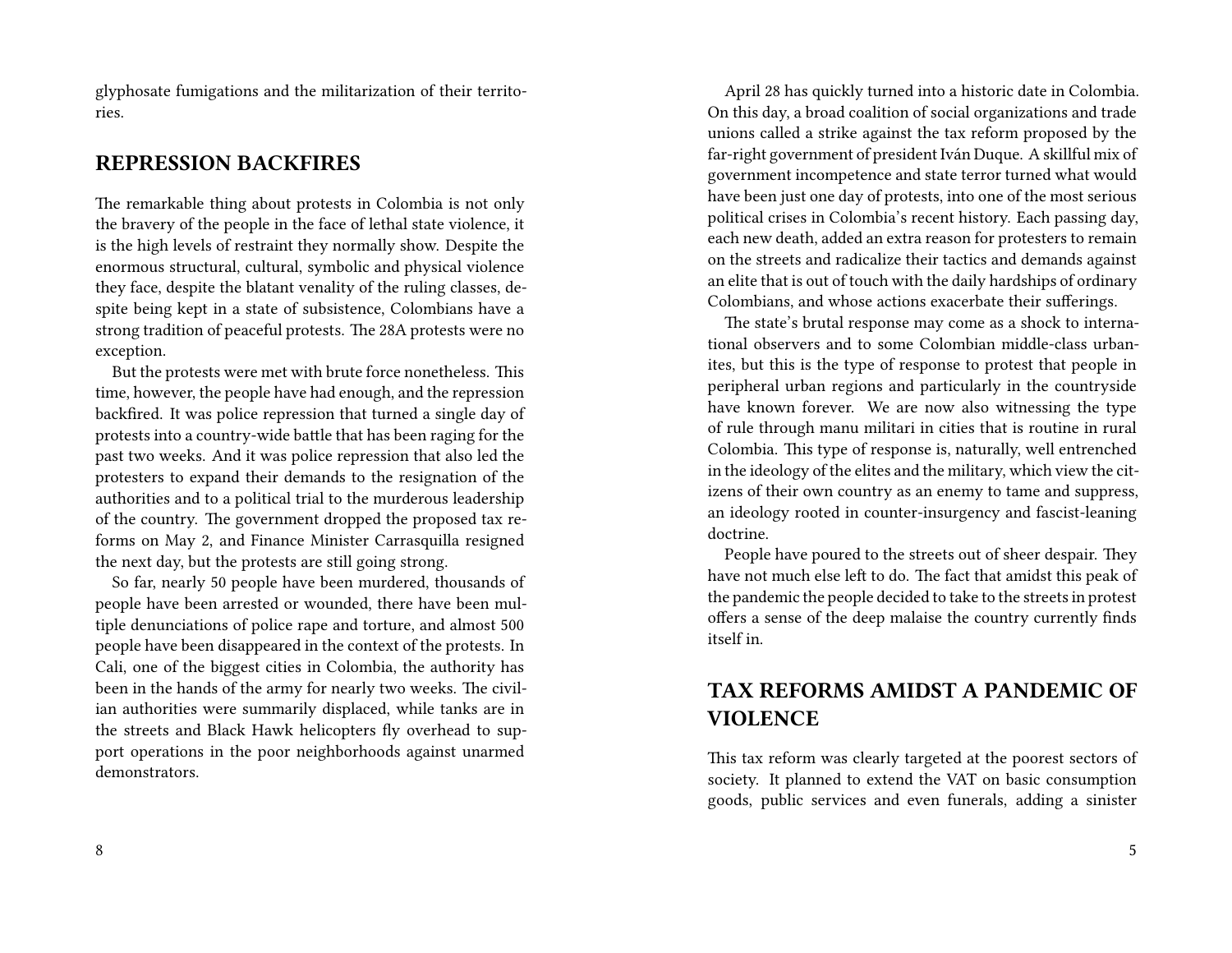glyphosate fumigations and the militarization of their territories.

## REPRESSION BACKFIRES

The remarkable thing about protests in Colombia is not only the bravery of the people in the face of lethal state violence, it is the high levels of restraint they normally show. Despite the enormous structural, cultural, symbolic and physical violence they face, despite the blatant venality of the ruling classes, despite being kept in a state of subsistence, Colombians have a strong tradition of peaceful protests. The 28A protests were no exception.

But the protests were met with brute force nonetheless. This time, however, the people have had enough, and the repression backfired. It was police repression that turned a single day of protests into a country-wide battle that has been raging for the past two weeks. And it was police repression that also led the protesters to expand their demands to the resignation of the authorities and to a political trial to the murderous leadership of the country. The government dropped the proposed tax reforms on May 2, and Finance Minister Carrasquilla resigned the next day, but the protests are still going strong.

So far, nearly 50 people have been murdered, thousands of people have been arrested or wounded, there have been multiple denunciations of police rape and torture, and almost 500 people have been disappeared in the context of the protests. In Cali, one of the biggest cities in Colombia, the authority has been in the hands of the army for nearly two weeks. The civilian authorities were summarily displaced, while tanks are in the streets and Black Hawk helicopters fly overhead to support operations in the poor neighborhoods against unarmed demonstrators.

April 28 has quickly turned into a historic date in Colombia. On this day, a broad coalition of social organizations and trade unions called a strike against the tax reform proposed by the far-right government of president Iván Duque. A skillful mix of government incompetence and state terror turned what would have been just one day of protests, into one of the most serious political crises in Colombia's recent history. Each passing day, each new death, added an extra reason for protesters to remain on the streets and radicalize their tactics and demands against an elite that is out of touch with the daily hardships of ordinary Colombians, and whose actions exacerbate their sufferings.

The state's brutal response may come as a shock to international observers and to some Colombian middle-class urbanites, but this is the type of response to protest that people in peripheral urban regions and particularly in the countryside have known forever. We are now also witnessing the type of rule through manu militari in cities that is routine in rural Colombia. This type of response is, naturally, well entrenched in the ideology of the elites and the military, which view the citizens of their own country as an enemy to tame and suppress, an ideology rooted in counter-insurgency and fascist-leaning doctrine.

People have poured to the streets out of sheer despair. They have not much else left to do. The fact that amidst this peak of the pandemic the people decided to take to the streets in protest offers a sense of the deep malaise the country currently finds itself in.

## TAX REFORMS AMIDST A PANDEMIC OF VIOLENCE

This tax reform was clearly targeted at the poorest sectors of society. It planned to extend the VAT on basic consumption goods, public services and even funerals, adding a sinister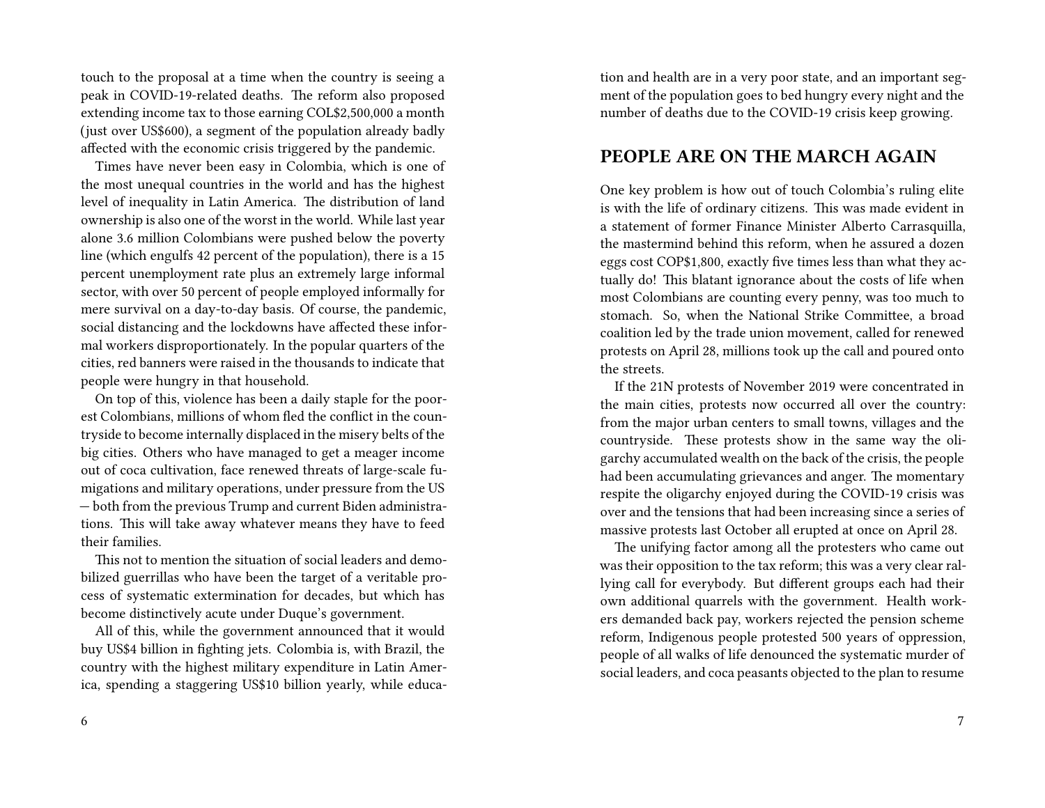touch to the proposal at a time when the country is seeing a peak in COVID-19-related deaths. The reform also proposed extending income tax to those earning COL$2,500,000 a month (just over US$600), a segment of the population already badly affected with the economic crisis triggered by the pandemic.

Times have never been easy in Colombia, which is one of the most unequal countries in the world and has the highest level of inequality in Latin America. The distribution of land ownership is also one of the worst in the world. While last year alone 3.6 million Colombians were pushed below the poverty line (which engulfs 42 percent of the population), there is a 15 percent unemployment rate plus an extremely large informal sector, with over 50 percent of people employed informally for mere survival on a day-to-day basis. Of course, the pandemic, social distancing and the lockdowns have affected these informal workers disproportionately. In the popular quarters of the cities, red banners were raised in the thousands to indicate that people were hungry in that household.

On top of this, violence has been a daily staple for the poorest Colombians, millions of whom fled the conflict in the countryside to become internally displaced in the misery belts of the big cities. Others who have managed to get a meager income out of coca cultivation, face renewed threats of large-scale fumigations and military operations, under pressure from the US — both from the previous Trump and current Biden administrations. This will take away whatever means they have to feed their families.

This not to mention the situation of social leaders and demobilized guerrillas who have been the target of a veritable process of systematic extermination for decades, but which has become distinctively acute under Duque's government.

All of this, while the government announced that it would buy US$4 billion in fighting jets. Colombia is, with Brazil, the country with the highest military expenditure in Latin America, spending a staggering US$10 billion yearly, while education and health are in a very poor state, and an important segment of the population goes to bed hungry every night and the number of deaths due to the COVID-19 crisis keep growing.

## PEOPLE ARE ON THE MARCH AGAIN

One key problem is how out of touch Colombia's ruling elite is with the life of ordinary citizens. This was made evident in a statement of former Finance Minister Alberto Carrasquilla, the mastermind behind this reform, when he assured a dozen eggs cost COP$1,800, exactly five times less than what they actually do! This blatant ignorance about the costs of life when most Colombians are counting every penny, was too much to stomach. So, when the National Strike Committee, a broad coalition led by the trade union movement, called for renewed protests on April 28, millions took up the call and poured onto the streets.

If the 21N protests of November 2019 were concentrated in the main cities, protests now occurred all over the country: from the major urban centers to small towns, villages and the countryside. These protests show in the same way the oligarchy accumulated wealth on the back of the crisis, the people had been accumulating grievances and anger. The momentary respite the oligarchy enjoyed during the COVID-19 crisis was over and the tensions that had been increasing since a series of massive protests last October all erupted at once on April 28.

The unifying factor among all the protesters who came out was their opposition to the tax reform; this was a very clear rallying call for everybody. But different groups each had their own additional quarrels with the government. Health workers demanded back pay, workers rejected the pension scheme reform, Indigenous people protested 500 years of oppression, people of all walks of life denounced the systematic murder of social leaders, and coca peasants objected to the plan to resume